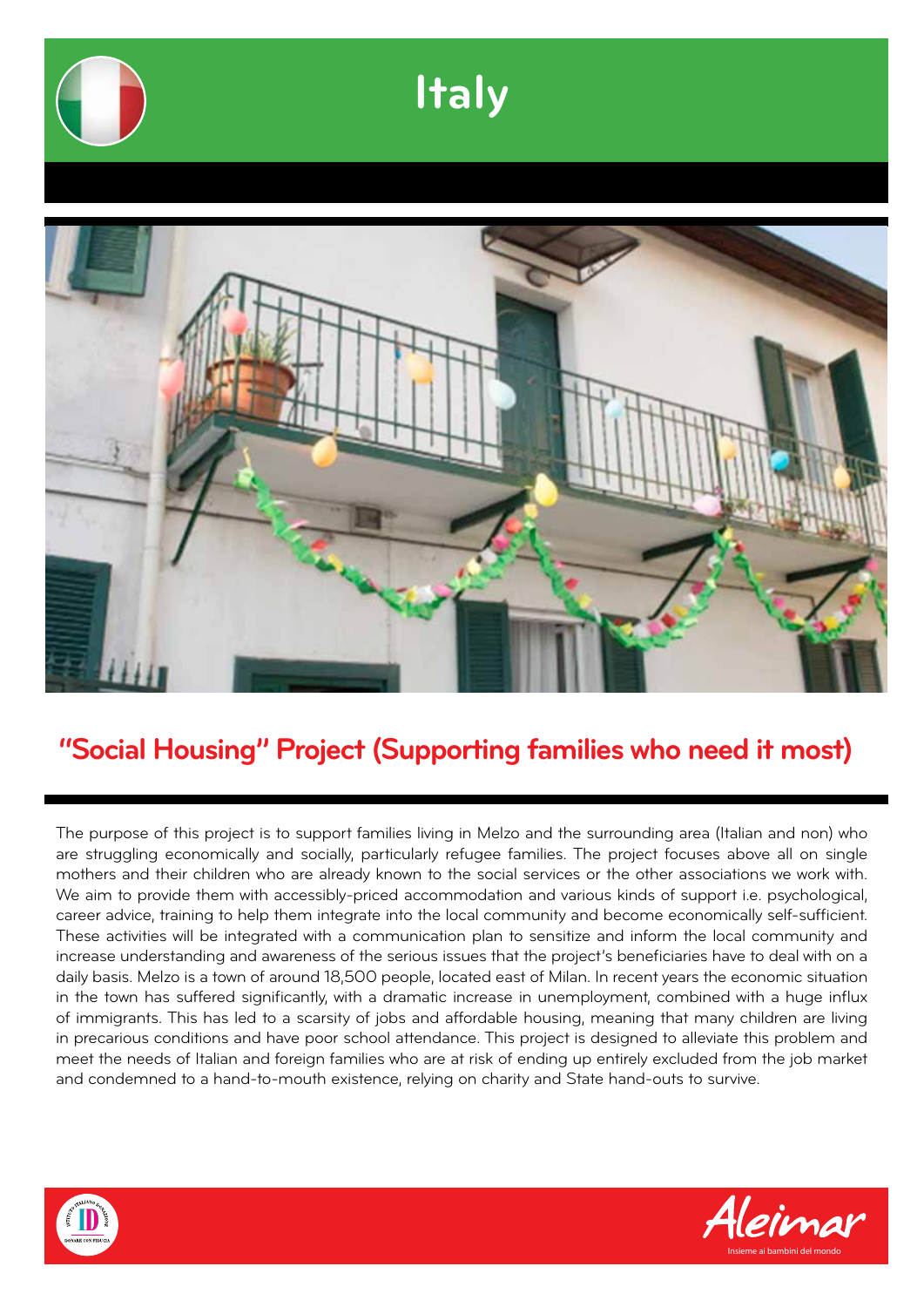# Italy

## "Social Housing" Project (Supporting families who need it most)

The purpose of this project is to support families living in Melzo and the surrounding area (Italian and non) who are struggling economically and socially, particularly refugee families. The project focuses above all on single mothers and their children who are already known to the social services or the other associations we work with. We aim to provide them with accessibly-priced accommodation and various kinds of support i.e. psychological, career advice, training to help them integrate into the local community and become economically self-sufficient. These activities will be integrated with a communication plan to sensitize and inform the local community and increase understanding and awareness of the serious issues that the project's beneficiaries have to deal with on a daily basis. Melzo is a town of around 18,500 people, located east of Milan. In recent years the economic situation in the town has suffered significantly, with a dramatic increase in unemployment, combined with a huge influx of immigrants. This has led to a scarsity of jobs and affordable housing, meaning that many children are living in precarious conditions and have poor school attendance. This project is designed to alleviate this problem and meet the needs of Italian and foreign families who are at risk of ending up entirely excluded from the job market and condemned to a hand-to-mouth existence, relying on charity and State hand-outs to survive.

Aleimar
Insieme ai bambini del mondo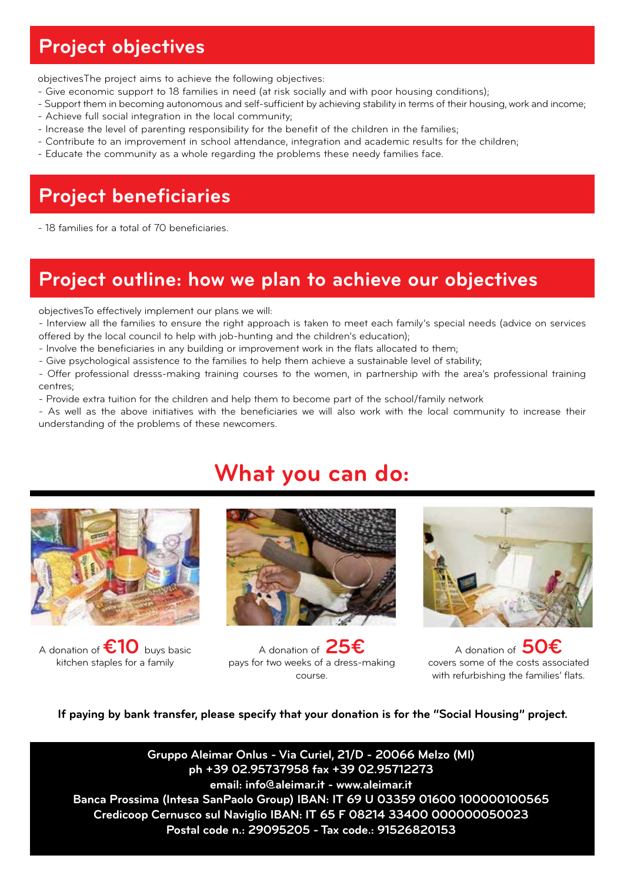## Project objectives

objectivesThe project aims to achieve the following objectives:

- Give economic support to 18 families in need (at risk socially and with poor housing conditions);
- Support them in becoming autonomous and self-sufficient by achieving stability in terms of their housing, work and income;
- Achieve full social integration in the local community;
- Increase the level of parenting responsibility for the benefit of the children in the families;
- Contribute to an improvement in school attendance, integration and academic results for the children;
- Educate the community as a whole regarding the problems these needy families face.

## Project beneficiaries

- 18 families for a total of 70 beneficiaries.

## Project outline: how we plan to achieve our objectives

objectivesTo effectively implement our plans we will:

- Interview all the families to ensure the right approach is taken to meet each family's special needs (advice on services offered by the local council to help with job-hunting and the children's education);
- Involve the beneficiaries in any building or improvement work in the flats allocated to them;
- Give psychological assistence to the families to help them achieve a sustainable level of stability;
- Offer professional dresss-making training courses to the women, in partnership with the area's professional training centres;
- Provide extra tuition for the children and help them to become part of the school/family network
- As well as the above initiatives with the beneficiaries we will also work with the local community to increase their understanding of the problems of these newcomers.

# What you can do:

A donation of **€10** buys basic kitchen staples for a family

A donation of **25€** pays for two weeks of a dress-making course.

A donation of **50€** covers some of the costs associated with refurbishing the families' flats.

**If paying by bank transfer, please specify that your donation is for the "Social Housing" project.**

**Gruppo Aleimar Onlus - Via Curiel, 21/D - 20066 Melzo (MI)**
**ph +39 02.95737958 fax +39 02.95712273**
**email: info@aleimar.it - www.aleimar.it**
**Banca Prossima (Intesa SanPaolo Group) IBAN: IT 69 U 03359 01600 100000100565**
**Credicoop Cernusco sul Naviglio IBAN: IT 65 F 08214 33400 000000050023**
**Postal code n.: 29095205 - Tax code.: 91526820153**